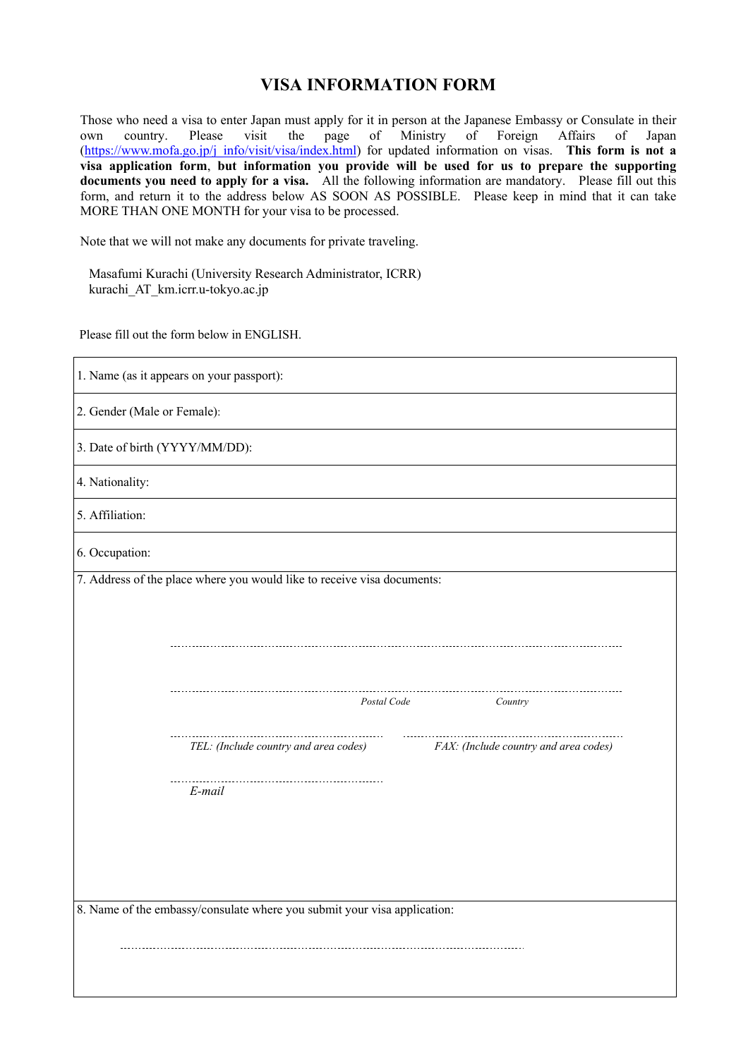# VISA INFORMATION FORM

Those who need a visa to enter Japan must apply for it in person at the Japanese Embassy or Consulate in their own country. Please visit the page of Ministry of Foreign Affairs of Japan (https://www.mofa.go.jp/j_info/visit/visa/index.html) for updated information on visas. **This form is not a visa application form, but information you provide will be used for us to prepare the supporting documents you need to apply for a visa.** All the following information are mandatory. Please fill out this form, and return it to the address below AS SOON AS POSSIBLE. Please keep in mind that it can take MORE THAN ONE MONTH for your visa to be processed.

Note that we will not make any documents for private traveling.

Masafumi Kurachi (University Research Administrator, ICRR)
kurachi_AT_km.icrr.u-tokyo.ac.jp

Please fill out the form below in ENGLISH.

1. Name (as it appears on your passport):

2. Gender (Male or Female):

3. Date of birth (YYYY/MM/DD):

4. Nationality:

5. Affiliation:

6. Occupation:

7. Address of the place where you would like to receive visa documents:

..............................................................................................

.............................................................................................. 
*Postal Code* *Country*

.............................................. *TEL: (Include country and area codes)*

.............................................. *FAX: (Include country and area codes)*

.............................................. *E-mail*

8. Name of the embassy/consulate where you submit your visa application:

..............................................................................................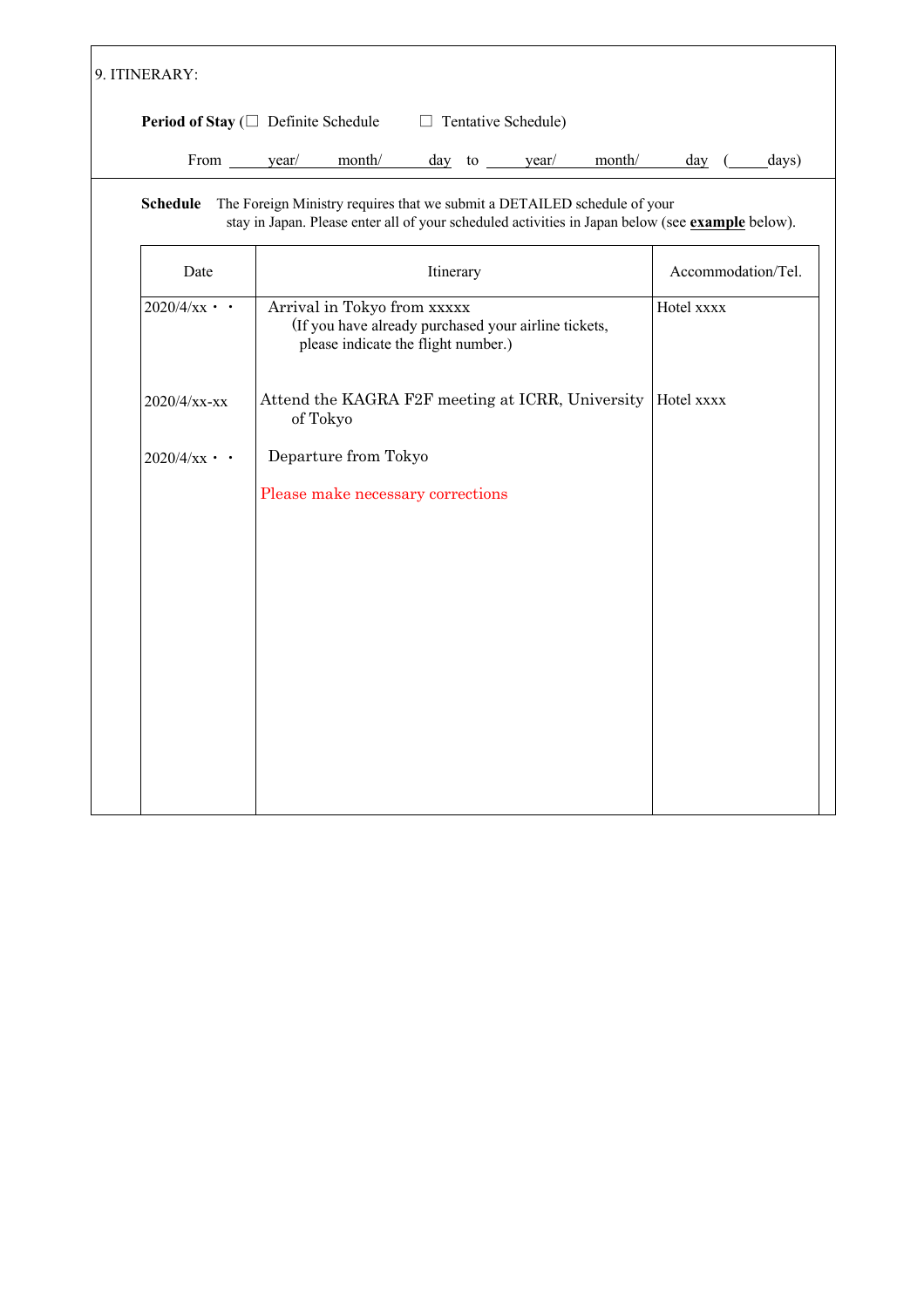9. ITINERARY:

**Period of Stay** (☐ Definite Schedule ☐ Tentative Schedule)

From \_\_\_\_ year/ \_\_\_\_ month/ \_\_\_\_ day to \_\_\_\_ year/ \_\_\_\_ month/ \_\_\_\_ day ( \_\_\_\_ days)

**Schedule** The Foreign Ministry requires that we submit a DETAILED schedule of your stay in Japan. Please enter all of your scheduled activities in Japan below (see **example** below).

| Date | Itinerary | Accommodation/Tel. |
|---|---|---|
| 2020/4/xx・・ | Arrival in Tokyo from xxxxx (If you have already purchased your airline tickets, please indicate the flight number.) | Hotel xxxx |
| 2020/4/xx-xx | Attend the KAGRA F2F meeting at ICRR, University of Tokyo | Hotel xxxx |
| 2020/4/xx・・ | Departure from Tokyo<br><br>Please make necessary corrections | |